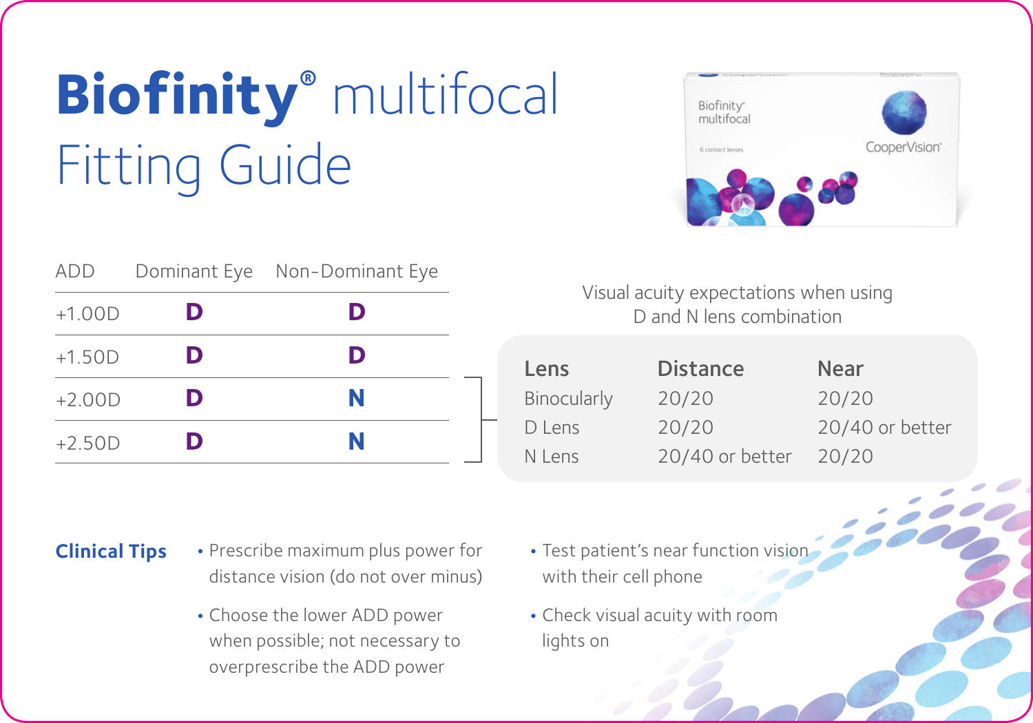# Biofinity® multifocal Fitting Guide

| ADD | Dominant Eye | Non-Dominant Eye |
|---|---|---|
| +1.00D | **D** | **D** |
| +1.50D | **D** | **D** |
| +2.00D | **D** | **N** |
| +2.50D | **D** | **N** |

Visual acuity expectations when using D and N lens combination

| Lens | Distance | Near |
|---|---|---|
| Binocularly | 20/20 | 20/20 |
| D Lens | 20/20 | 20/40 or better |
| N Lens | 20/40 or better | 20/20 |

## Clinical Tips

- Prescribe maximum plus power for distance vision (do not over minus)
- Choose the lower ADD power when possible; not necessary to overprescribe the ADD power
- Test patient's near function vision with their cell phone
- Check visual acuity with room lights on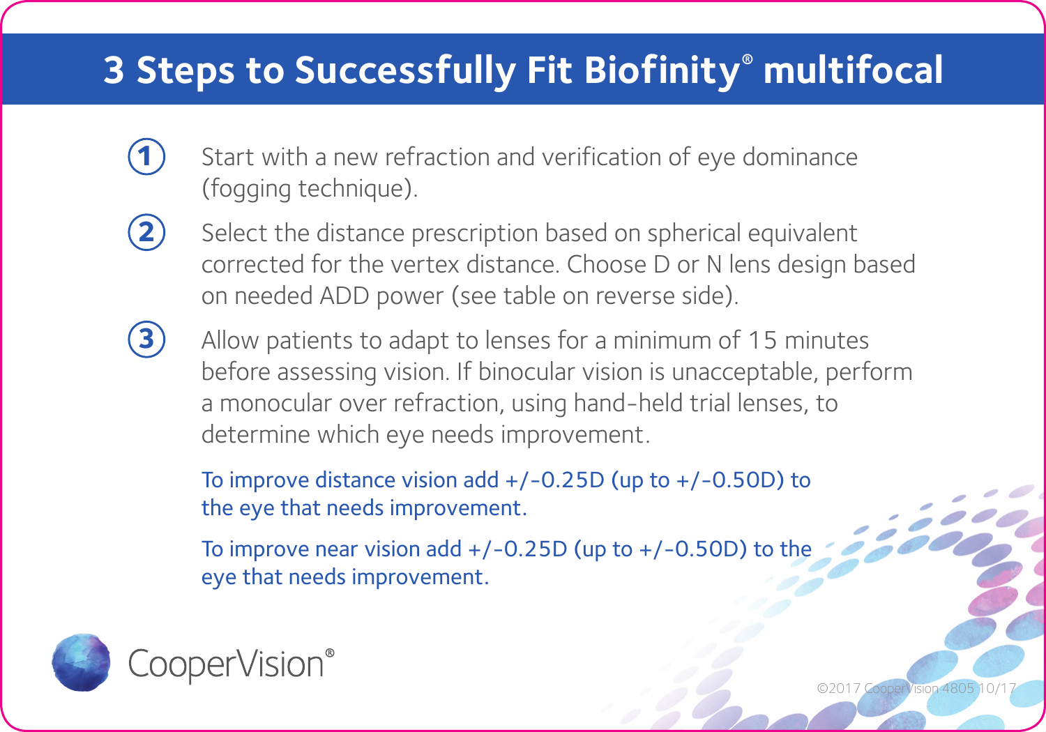# 3 Steps to Successfully Fit Biofinity® multifocal

1. Start with a new refraction and verification of eye dominance (fogging technique).

2. Select the distance prescription based on spherical equivalent corrected for the vertex distance. Choose D or N lens design based on needed ADD power (see table on reverse side).

3. Allow patients to adapt to lenses for a minimum of 15 minutes before assessing vision. If binocular vision is unacceptable, perform a monocular over refraction, using hand-held trial lenses, to determine which eye needs improvement.

   To improve distance vision add +/-0.25D (up to +/-0.50D) to the eye that needs improvement.

   To improve near vision add +/-0.25D (up to +/-0.50D) to the eye that needs improvement.

CooperVision®

©2017 CooperVision 4805 10/17